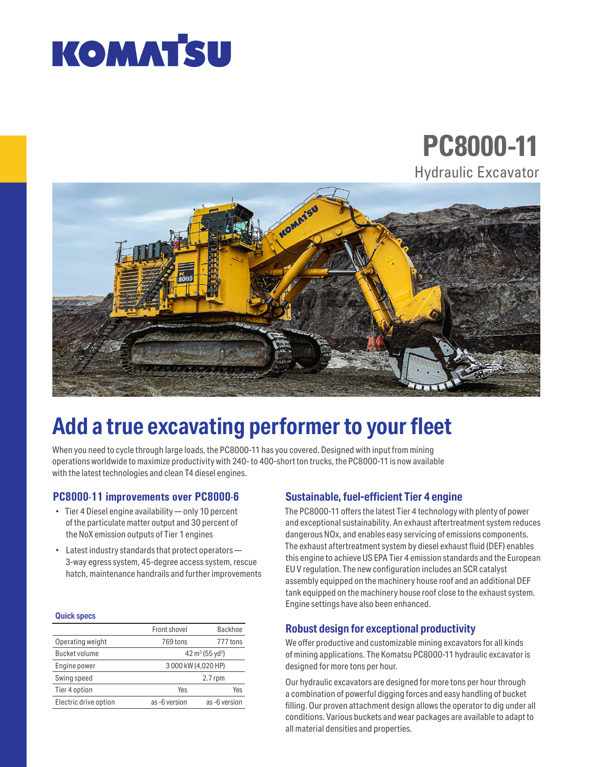KOMATSU

# PC8000-11

Hydraulic Excavator

## Add a true excavating performer to your fleet

When you need to cycle through large loads, the PC8000-11 has you covered. Designed with input from mining operations worldwide to maximize productivity with 240- to 400-short ton trucks, the PC8000-11 is now available with the latest technologies and clean T4 diesel engines.

### PC8000-11 improvements over PC8000-6

- Tier 4 Diesel engine availability — only 10 percent of the particulate matter output and 30 percent of the NoX emission outputs of Tier 1 engines
- Latest industry standards that protect operators — 3-way egress system, 45-degree access system, rescue hatch, maintenance handrails and further improvements

#### Quick specs

| | Front shovel | Backhoe |
|---|---|---|
| Operating weight | 769 tons | 777 tons |
| Bucket volume | 42 $m^3$ (55 $yd^3$) | |
| Engine power | 3 000 kW (4,020 HP) | |
| Swing speed | 2.7 rpm | |
| Tier 4 option | Yes | Yes |
| Electric drive option | as -6 version | as -6 version |

### Sustainable, fuel-efficient Tier 4 engine

The PC8000-11 offers the latest Tier 4 technology with plenty of power and exceptional sustainability. An exhaust aftertreatment system reduces dangerous NOx, and enables easy servicing of emissions components. The exhaust aftertreatment system by diesel exhaust fluid (DEF) enables this engine to achieve US EPA Tier 4 emission standards and the European EU V regulation. The new configuration includes an SCR catalyst assembly equipped on the machinery house roof and an additional DEF tank equipped on the machinery house roof close to the exhaust system. Engine settings have also been enhanced.

### Robust design for exceptional productivity

We offer productive and customizable mining excavators for all kinds of mining applications. The Komatsu PC8000-11 hydraulic excavator is designed for more tons per hour.

Our hydraulic excavators are designed for more tons per hour through a combination of powerful digging forces and easy handling of bucket filling. Our proven attachment design allows the operator to dig under all conditions. Various buckets and wear packages are available to adapt to all material densities and properties.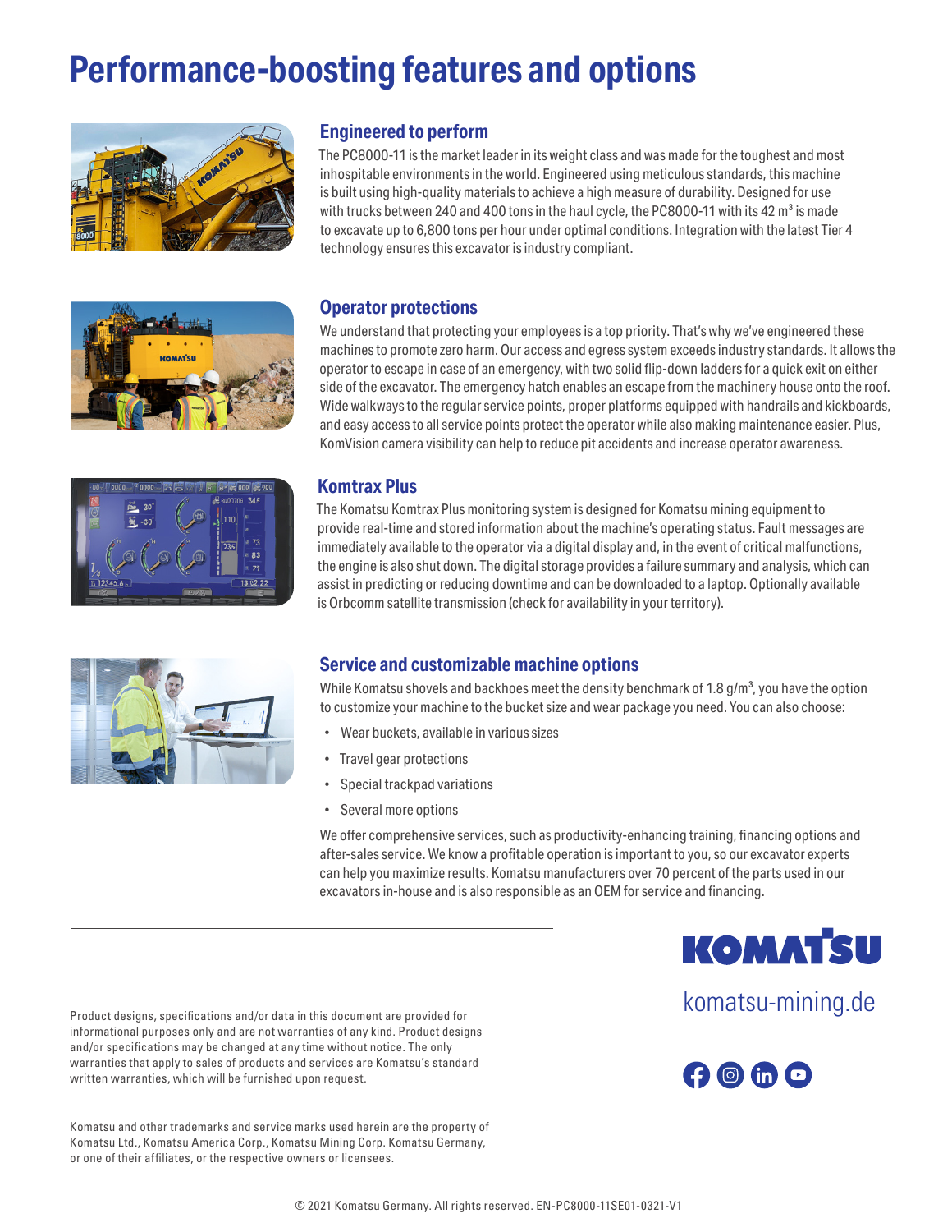# Performance-boosting features and options

## Engineered to perform

The PC8000-11 is the market leader in its weight class and was made for the toughest and most inhospitable environments in the world. Engineered using meticulous standards, this machine is built using high-quality materials to achieve a high measure of durability. Designed for use with trucks between 240 and 400 tons in the haul cycle, the PC8000-11 with its 42 $m^3$ is made to excavate up to 6,800 tons per hour under optimal conditions. Integration with the latest Tier 4 technology ensures this excavator is industry compliant.

## Operator protections

We understand that protecting your employees is a top priority. That's why we've engineered these machines to promote zero harm. Our access and egress system exceeds industry standards. It allows the operator to escape in case of an emergency, with two solid flip-down ladders for a quick exit on either side of the excavator. The emergency hatch enables an escape from the machinery house onto the roof. Wide walkways to the regular service points, proper platforms equipped with handrails and kickboards, and easy access to all service points protect the operator while also making maintenance easier. Plus, KomVision camera visibility can help to reduce pit accidents and increase operator awareness.

## Komtrax Plus

The Komatsu Komtrax Plus monitoring system is designed for Komatsu mining equipment to provide real-time and stored information about the machine's operating status. Fault messages are immediately available to the operator via a digital display and, in the event of critical malfunctions, the engine is also shut down. The digital storage provides a failure summary and analysis, which can assist in predicting or reducing downtime and can be downloaded to a laptop. Optionally available is Orbcomm satellite transmission (check for availability in your territory).

## Service and customizable machine options

While Komatsu shovels and backhoes meet the density benchmark of 1.8 $g/m^3$, you have the option to customize your machine to the bucket size and wear package you need. You can also choose:

- Wear buckets, available in various sizes
- Travel gear protections
- Special trackpad variations
- Several more options

We offer comprehensive services, such as productivity-enhancing training, financing options and after-sales service. We know a profitable operation is important to you, so our excavator experts can help you maximize results. Komatsu manufacturers over 70 percent of the parts used in our excavators in-house and is also responsible as an OEM for service and financing.

Product designs, specifications and/or data in this document are provided for informational purposes only and are not warranties of any kind. Product designs and/or specifications may be changed at any time without notice. The only warranties that apply to sales of products and services are Komatsu's standard written warranties, which will be furnished upon request.

Komatsu and other trademarks and service marks used herein are the property of Komatsu Ltd., Komatsu America Corp., Komatsu Mining Corp. Komatsu Germany, or one of their affiliates, or the respective owners or licensees.

KOMATSU

komatsu-mining.de

© 2021 Komatsu Germany. All rights reserved. EN-PC8000-11SE01-0321-V1